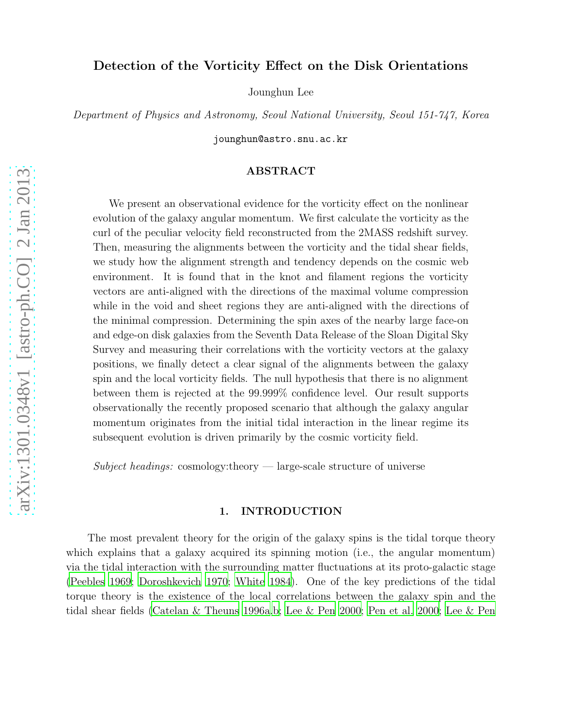# Detection of the Vorticity Effect on the Disk Orientations

Jounghun Lee

*Department of Physics and Astronomy, Seoul National University, Seoul 151-747, Korea*

jounghun@astro.snu.ac.kr

## ABSTRACT

We present an observational evidence for the vorticity effect on the nonlinear evolution of the galaxy angular momentum. We first calculate the vorticity as the curl of the peculiar velocity field reconstructed from the 2MASS redshift survey. Then, measuring the alignments between the vorticity and the tidal shear fields, we study how the alignment strength and tendency depends on the cosmic web environment. It is found that in the knot and filament regions the vorticity vectors are anti-aligned with the directions of the maximal volume compression while in the void and sheet regions they are anti-aligned with the directions of the minimal compression. Determining the spin axes of the nearby large face-on and edge-on disk galaxies from the Seventh Data Release of the Sloan Digital Sky Survey and measuring their correlations with the vorticity vectors at the galaxy positions, we finally detect a clear signal of the alignments between the galaxy spin and the local vorticity fields. The null hypothesis that there is no alignment between them is rejected at the 99.999% confidence level. Our result supports observationally the recently proposed scenario that although the galaxy angular momentum originates from the initial tidal interaction in the linear regime its subsequent evolution is driven primarily by the cosmic vorticity field.

*Subject headings:* cosmology:theory — large-scale structure of universe

## 1. INTRODUCTION

The most prevalent theory for the origin of the galaxy spins is the tidal torque theory which explains that a galaxy acquired its spinning motion (i.e., the angular momentum) via the tidal interaction with the surrounding matter fluctuations at its proto-galactic stage (Peebles 1969; Doroshkevich 1970; White 1984). One of the key predictions of the tidal torque theory is the existence of the local correlations between the galaxy spin and the tidal shear fields (Catelan & Theuns 1996a,b; Lee & Pen 2000; Pen et al. 2000; Lee & Pen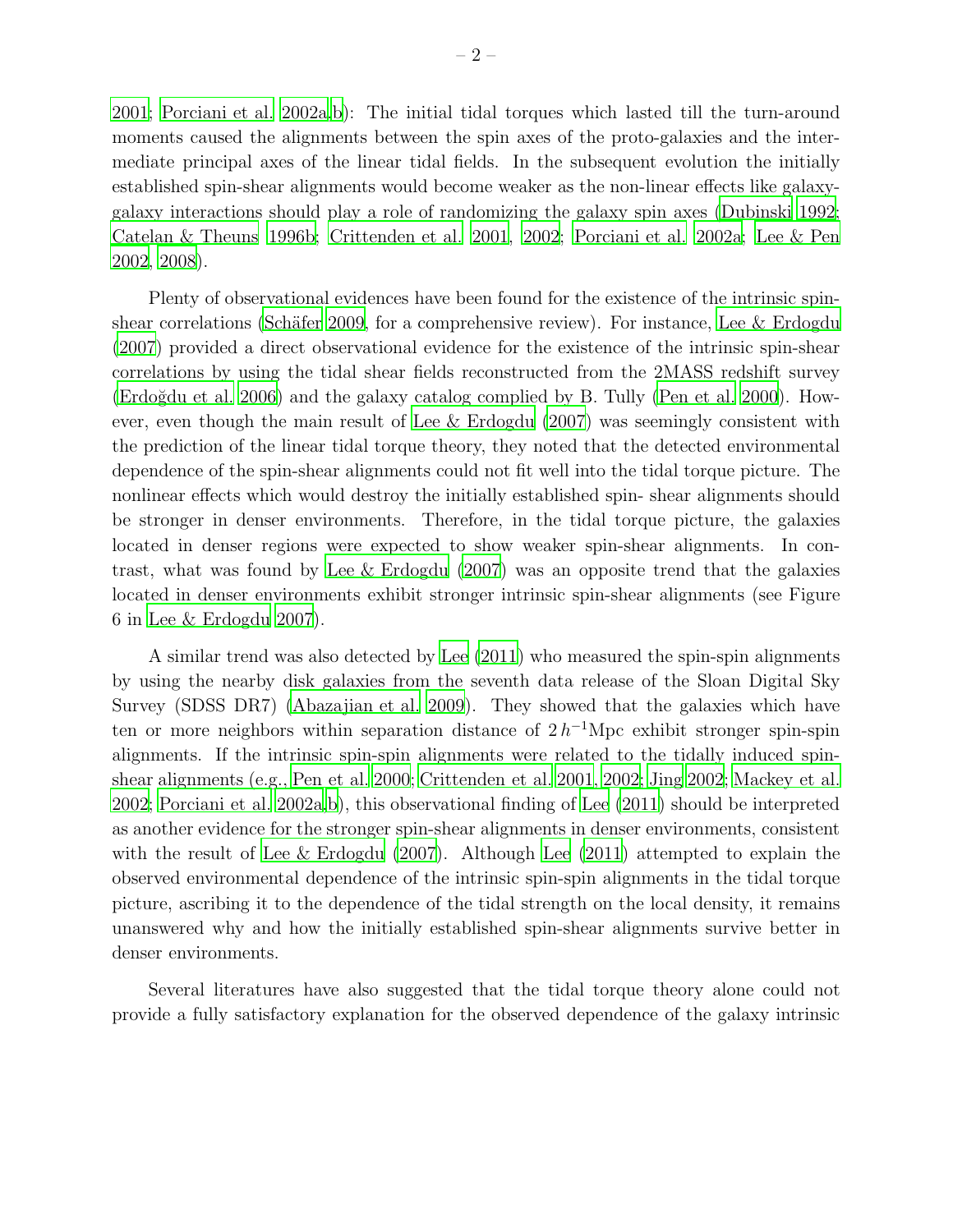2001; Porciani et al. 2002a,b): The initial tidal torques which lasted till the turn-around moments caused the alignments between the spin axes of the proto-galaxies and the intermediate principal axes of the linear tidal fields. In the subsequent evolution the initially established spin-shear alignments would become weaker as the non-linear effects like galaxy-galaxy interactions should play a role of randomizing the galaxy spin axes (Dubinski 1992; Catelan & Theuns 1996b; Crittenden et al. 2001, 2002; Porciani et al. 2002a; Lee & Pen 2002, 2008).

Plenty of observational evidences have been found for the existence of the intrinsic spin-shear correlations (Schäfer 2009, for a comprehensive review). For instance, Lee & Erdogdu (2007) provided a direct observational evidence for the existence of the intrinsic spin-shear correlations by using the tidal shear fields reconstructed from the 2MASS redshift survey (Erdoğdu et al. 2006) and the galaxy catalog complied by B. Tully (Pen et al. 2000). However, even though the main result of Lee & Erdogdu (2007) was seemingly consistent with the prediction of the linear tidal torque theory, they noted that the detected environmental dependence of the spin-shear alignments could not fit well into the tidal torque picture. The nonlinear effects which would destroy the initially established spin- shear alignments should be stronger in denser environments. Therefore, in the tidal torque picture, the galaxies located in denser regions were expected to show weaker spin-shear alignments. In contrast, what was found by Lee & Erdogdu (2007) was an opposite trend that the galaxies located in denser environments exhibit stronger intrinsic spin-shear alignments (see Figure 6 in Lee & Erdogdu 2007).

A similar trend was also detected by Lee (2011) who measured the spin-spin alignments by using the nearby disk galaxies from the seventh data release of the Sloan Digital Sky Survey (SDSS DR7) (Abazajian et al. 2009). They showed that the galaxies which have ten or more neighbors within separation distance of $2\,h^{-1}$Mpc exhibit stronger spin-spin alignments. If the intrinsic spin-spin alignments were related to the tidally induced spin-shear alignments (e.g., Pen et al. 2000; Crittenden et al. 2001, 2002; Jing 2002; Mackey et al. 2002; Porciani et al. 2002a,b), this observational finding of Lee (2011) should be interpreted as another evidence for the stronger spin-shear alignments in denser environments, consistent with the result of Lee & Erdogdu (2007). Although Lee (2011) attempted to explain the observed environmental dependence of the intrinsic spin-spin alignments in the tidal torque picture, ascribing it to the dependence of the tidal strength on the local density, it remains unanswered why and how the initially established spin-shear alignments survive better in denser environments.

Several literatures have also suggested that the tidal torque theory alone could not provide a fully satisfactory explanation for the observed dependence of the galaxy intrinsic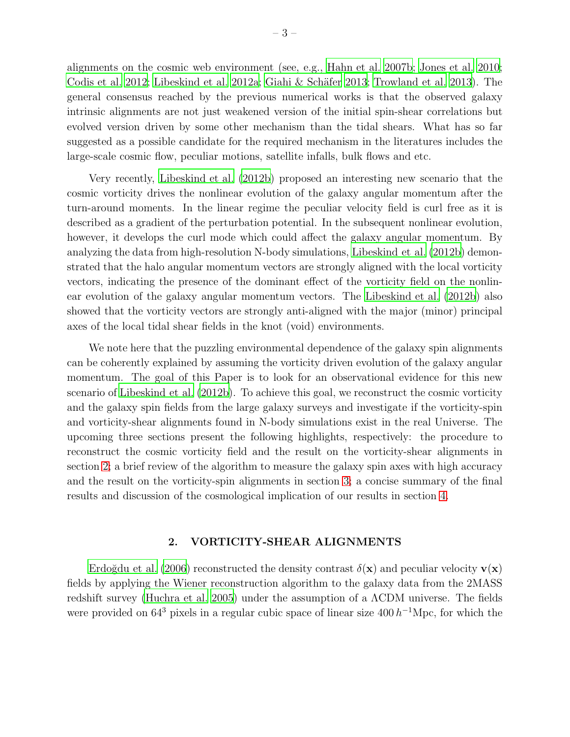alignments on the cosmic web environment (see, e.g., Hahn et al. 2007b; Jones et al. 2010; Codis et al. 2012; Libeskind et al. 2012a; Giahi & Schäfer 2013; Trowland et al. 2013). The general consensus reached by the previous numerical works is that the observed galaxy intrinsic alignments are not just weakened version of the initial spin-shear correlations but evolved version driven by some other mechanism than the tidal shears. What has so far suggested as a possible candidate for the required mechanism in the literatures includes the large-scale cosmic flow, peculiar motions, satellite infalls, bulk flows and etc.

Very recently, Libeskind et al. (2012b) proposed an interesting new scenario that the cosmic vorticity drives the nonlinear evolution of the galaxy angular momentum after the turn-around moments. In the linear regime the peculiar velocity field is curl free as it is described as a gradient of the perturbation potential. In the subsequent nonlinear evolution, however, it develops the curl mode which could affect the galaxy angular momentum. By analyzing the data from high-resolution N-body simulations, Libeskind et al. (2012b) demonstrated that the halo angular momentum vectors are strongly aligned with the local vorticity vectors, indicating the presence of the dominant effect of the vorticity field on the nonlinear evolution of the galaxy angular momentum vectors. The Libeskind et al. (2012b) also showed that the vorticity vectors are strongly anti-aligned with the major (minor) principal axes of the local tidal shear fields in the knot (void) environments.

We note here that the puzzling environmental dependence of the galaxy spin alignments can be coherently explained by assuming the vorticity driven evolution of the galaxy angular momentum. The goal of this Paper is to look for an observational evidence for this new scenario of Libeskind et al. (2012b). To achieve this goal, we reconstruct the cosmic vorticity and the galaxy spin fields from the large galaxy surveys and investigate if the vorticity-spin and vorticity-shear alignments found in N-body simulations exist in the real Universe. The upcoming three sections present the following highlights, respectively: the procedure to reconstruct the cosmic vorticity field and the result on the vorticity-shear alignments in section 2; a brief review of the algorithm to measure the galaxy spin axes with high accuracy and the result on the vorticity-spin alignments in section 3; a concise summary of the final results and discussion of the cosmological implication of our results in section 4.

## 2. VORTICITY-SHEAR ALIGNMENTS

Erdoğdu et al. (2006) reconstructed the density contrast $\delta(\mathbf{x})$ and peculiar velocity $\mathbf{v}(\mathbf{x})$ fields by applying the Wiener reconstruction algorithm to the galaxy data from the 2MASS redshift survey (Huchra et al. 2005) under the assumption of a $\Lambda$CDM universe. The fields were provided on $64^3$ pixels in a regular cubic space of linear size $400\,h^{-1}$Mpc, for which the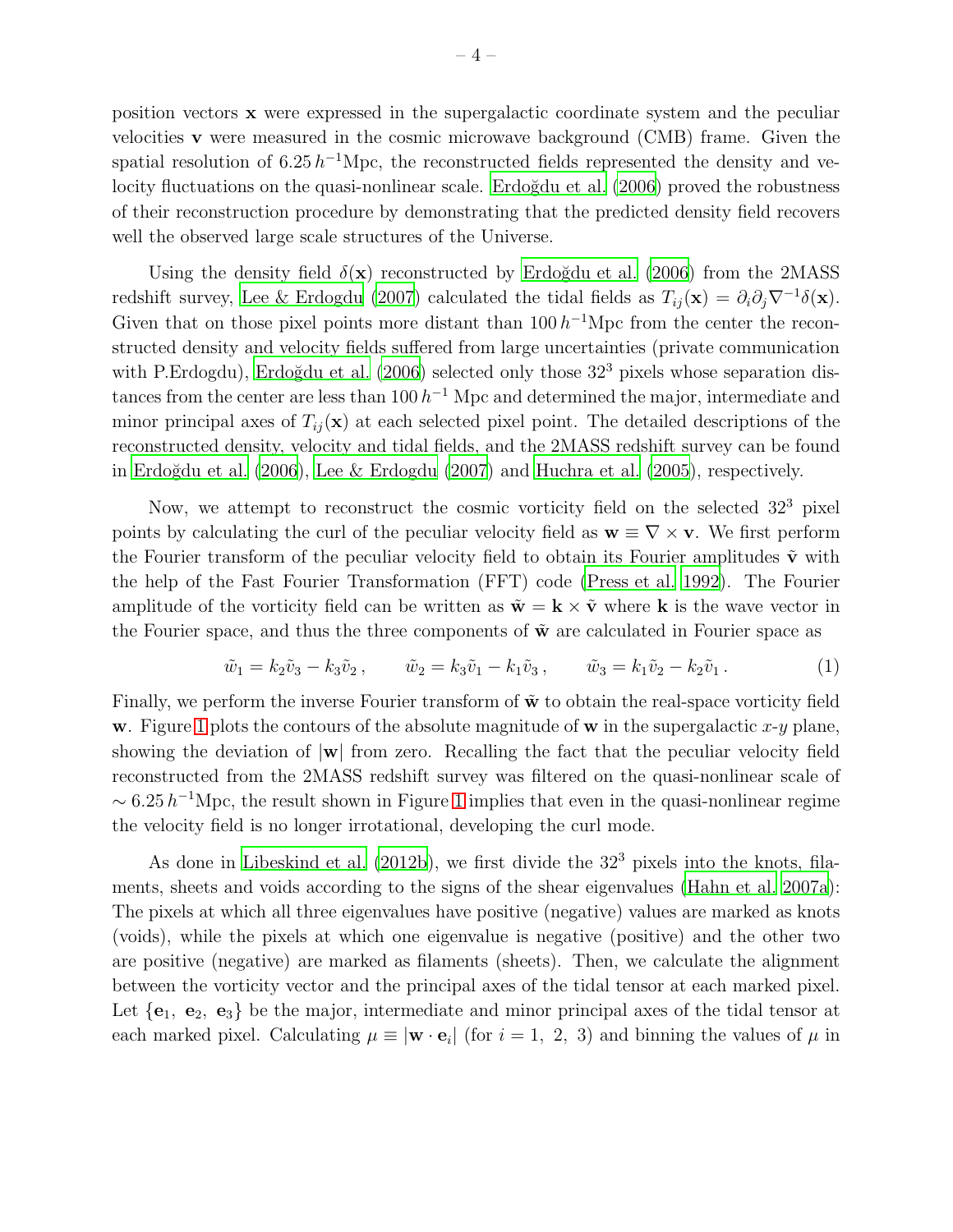position vectors $\mathbf{x}$ were expressed in the supergalactic coordinate system and the peculiar velocities $\mathbf{v}$ were measured in the cosmic microwave background (CMB) frame. Given the spatial resolution of $6.25\,h^{-1}$Mpc, the reconstructed fields represented the density and velocity fluctuations on the quasi-nonlinear scale. Erdoğdu et al. (2006) proved the robustness of their reconstruction procedure by demonstrating that the predicted density field recovers well the observed large scale structures of the Universe.

Using the density field $\delta(\mathbf{x})$ reconstructed by Erdoğdu et al. (2006) from the 2MASS redshift survey, Lee & Erdogdu (2007) calculated the tidal fields as $T_{ij}(\mathbf{x}) = \partial_i\partial_j\nabla^{-1}\delta(\mathbf{x})$. Given that on those pixel points more distant than $100\,h^{-1}$Mpc from the center the reconstructed density and velocity fields suffered from large uncertainties (private communication with P.Erdogdu), Erdoğdu et al. (2006) selected only those $32^3$ pixels whose separation distances from the center are less than $100\,h^{-1}$ Mpc and determined the major, intermediate and minor principal axes of $T_{ij}(\mathbf{x})$ at each selected pixel point. The detailed descriptions of the reconstructed density, velocity and tidal fields, and the 2MASS redshift survey can be found in Erdoğdu et al. (2006), Lee & Erdogdu (2007) and Huchra et al. (2005), respectively.

Now, we attempt to reconstruct the cosmic vorticity field on the selected $32^3$ pixel points by calculating the curl of the peculiar velocity field as $\mathbf{w} \equiv \nabla \times \mathbf{v}$. We first perform the Fourier transform of the peculiar velocity field to obtain its Fourier amplitudes $\tilde{\mathbf{v}}$ with the help of the Fast Fourier Transformation (FFT) code (Press et al. 1992). The Fourier amplitude of the vorticity field can be written as $\tilde{\mathbf{w}} = \mathbf{k} \times \tilde{\mathbf{v}}$ where $\mathbf{k}$ is the wave vector in the Fourier space, and thus the three components of $\tilde{\mathbf{w}}$ are calculated in Fourier space as

$$\tilde{w}_1 = k_2\tilde{v}_3 - k_3\tilde{v}_2\,, \qquad \tilde{w}_2 = k_3\tilde{v}_1 - k_1\tilde{v}_3\,, \qquad \tilde{w}_3 = k_1\tilde{v}_2 - k_2\tilde{v}_1\,. \tag{1}$$

Finally, we perform the inverse Fourier transform of $\tilde{\mathbf{w}}$ to obtain the real-space vorticity field $\mathbf{w}$. Figure 1 plots the contours of the absolute magnitude of $\mathbf{w}$ in the supergalactic $x$-$y$ plane, showing the deviation of $|\mathbf{w}|$ from zero. Recalling the fact that the peculiar velocity field reconstructed from the 2MASS redshift survey was filtered on the quasi-nonlinear scale of $\sim 6.25\,h^{-1}$Mpc, the result shown in Figure 1 implies that even in the quasi-nonlinear regime the velocity field is no longer irrotational, developing the curl mode.

As done in Libeskind et al. (2012b), we first divide the $32^3$ pixels into the knots, filaments, sheets and voids according to the signs of the shear eigenvalues (Hahn et al. 2007a): The pixels at which all three eigenvalues have positive (negative) values are marked as knots (voids), while the pixels at which one eigenvalue is negative (positive) and the other two are positive (negative) are marked as filaments (sheets). Then, we calculate the alignment between the vorticity vector and the principal axes of the tidal tensor at each marked pixel. Let $\{\mathbf{e}_1,\ \mathbf{e}_2,\ \mathbf{e}_3\}$ be the major, intermediate and minor principal axes of the tidal tensor at each marked pixel. Calculating $\mu \equiv |\mathbf{w}\cdot\mathbf{e}_i|$ (for $i = 1,\ 2,\ 3$) and binning the values of $\mu$ in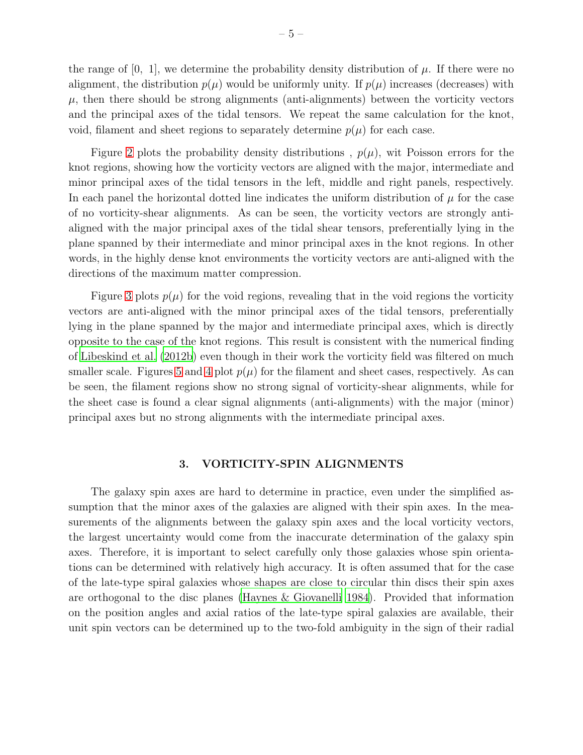the range of [0, 1], we determine the probability density distribution of $\mu$. If there were no alignment, the distribution $p(\mu)$ would be uniformly unity. If $p(\mu)$ increases (decreases) with $\mu$, then there should be strong alignments (anti-alignments) between the vorticity vectors and the principal axes of the tidal tensors. We repeat the same calculation for the knot, void, filament and sheet regions to separately determine $p(\mu)$ for each case.

Figure 2 plots the probability density distributions , $p(\mu)$, wit Poisson errors for the knot regions, showing how the vorticity vectors are aligned with the major, intermediate and minor principal axes of the tidal tensors in the left, middle and right panels, respectively. In each panel the horizontal dotted line indicates the uniform distribution of $\mu$ for the case of no vorticity-shear alignments. As can be seen, the vorticity vectors are strongly anti-aligned with the major principal axes of the tidal shear tensors, preferentially lying in the plane spanned by their intermediate and minor principal axes in the knot regions. In other words, in the highly dense knot environments the vorticity vectors are anti-aligned with the directions of the maximum matter compression.

Figure 3 plots $p(\mu)$ for the void regions, revealing that in the void regions the vorticity vectors are anti-aligned with the minor principal axes of the tidal tensors, preferentially lying in the plane spanned by the major and intermediate principal axes, which is directly opposite to the case of the knot regions. This result is consistent with the numerical finding of Libeskind et al. (2012b) even though in their work the vorticity field was filtered on much smaller scale. Figures 5 and 4 plot $p(\mu)$ for the filament and sheet cases, respectively. As can be seen, the filament regions show no strong signal of vorticity-shear alignments, while for the sheet case is found a clear signal alignments (anti-alignments) with the major (minor) principal axes but no strong alignments with the intermediate principal axes.

## 3. VORTICITY-SPIN ALIGNMENTS

The galaxy spin axes are hard to determine in practice, even under the simplified assumption that the minor axes of the galaxies are aligned with their spin axes. In the measurements of the alignments between the galaxy spin axes and the local vorticity vectors, the largest uncertainty would come from the inaccurate determination of the galaxy spin axes. Therefore, it is important to select carefully only those galaxies whose spin orientations can be determined with relatively high accuracy. It is often assumed that for the case of the late-type spiral galaxies whose shapes are close to circular thin discs their spin axes are orthogonal to the disc planes (Haynes & Giovanelli 1984). Provided that information on the position angles and axial ratios of the late-type spiral galaxies are available, their unit spin vectors can be determined up to the two-fold ambiguity in the sign of their radial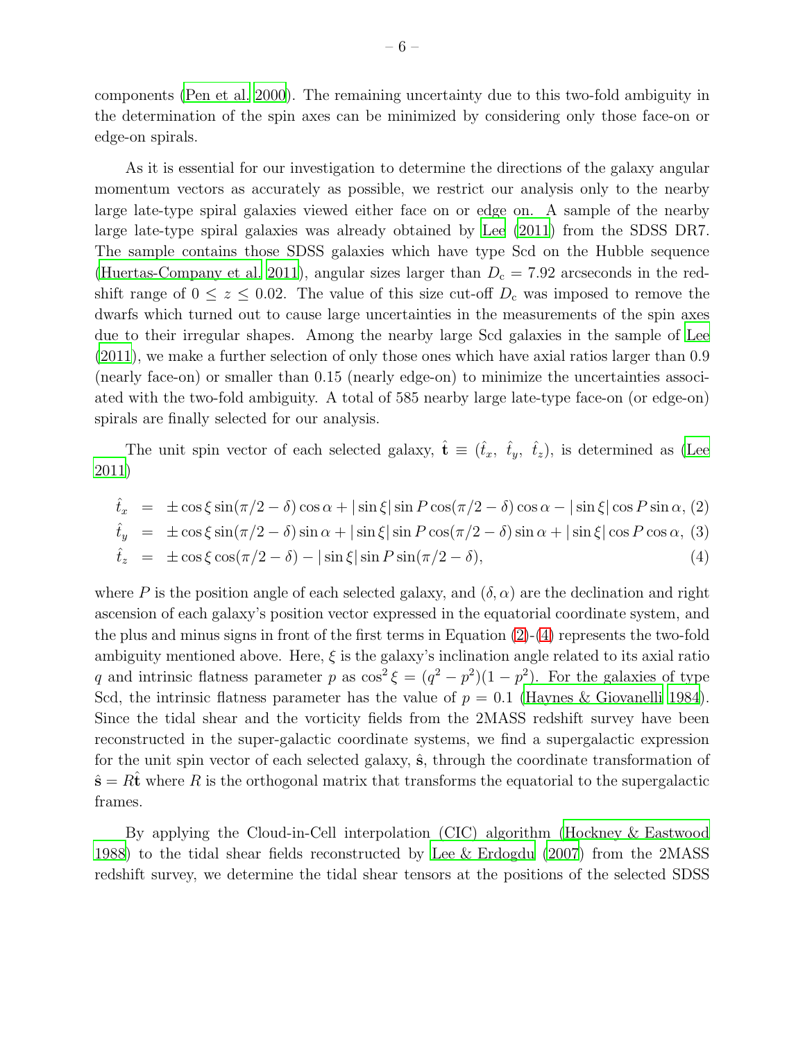components (Pen et al. 2000). The remaining uncertainty due to this two-fold ambiguity in the determination of the spin axes can be minimized by considering only those face-on or edge-on spirals.

As it is essential for our investigation to determine the directions of the galaxy angular momentum vectors as accurately as possible, we restrict our analysis only to the nearby large late-type spiral galaxies viewed either face on or edge on. A sample of the nearby large late-type spiral galaxies was already obtained by Lee (2011) from the SDSS DR7. The sample contains those SDSS galaxies which have type Scd on the Hubble sequence (Huertas-Company et al. 2011), angular sizes larger than $D_{\rm c} = 7.92$ arcseconds in the redshift range of $0 \le z \le 0.02$. The value of this size cut-off $D_{\rm c}$ was imposed to remove the dwarfs which turned out to cause large uncertainties in the measurements of the spin axes due to their irregular shapes. Among the nearby large Scd galaxies in the sample of Lee (2011), we make a further selection of only those ones which have axial ratios larger than 0.9 (nearly face-on) or smaller than 0.15 (nearly edge-on) to minimize the uncertainties associated with the two-fold ambiguity. A total of 585 nearby large late-type face-on (or edge-on) spirals are finally selected for our analysis.

The unit spin vector of each selected galaxy, $\hat{\mathbf{t}} \equiv (\hat{t}_x,\ \hat{t}_y,\ \hat{t}_z)$, is determined as (Lee 2011)

$$\hat{t}_x = \pm\cos\xi\sin(\pi/2-\delta)\cos\alpha + |\sin\xi|\sin P\cos(\pi/2-\delta)\cos\alpha - |\sin\xi|\cos P\sin\alpha, \quad (2)$$

$$\hat{t}_y = \pm\cos\xi\sin(\pi/2-\delta)\sin\alpha + |\sin\xi|\sin P\cos(\pi/2-\delta)\sin\alpha + |\sin\xi|\cos P\cos\alpha, \quad (3)$$

$$\hat{t}_z = \pm\cos\xi\cos(\pi/2-\delta) - |\sin\xi|\sin P\sin(\pi/2-\delta), \quad (4)$$

where $P$ is the position angle of each selected galaxy, and $(\delta, \alpha)$ are the declination and right ascension of each galaxy's position vector expressed in the equatorial coordinate system, and the plus and minus signs in front of the first terms in Equation (2)-(4) represents the two-fold ambiguity mentioned above. Here, $\xi$ is the galaxy's inclination angle related to its axial ratio $q$ and intrinsic flatness parameter $p$ as $\cos^2\xi = (q^2 - p^2)(1-p^2)$. For the galaxies of type Scd, the intrinsic flatness parameter has the value of $p = 0.1$ (Haynes & Giovanelli 1984). Since the tidal shear and the vorticity fields from the 2MASS redshift survey have been reconstructed in the super-galactic coordinate systems, we find a supergalactic expression for the unit spin vector of each selected galaxy, $\hat{\mathbf{s}}$, through the coordinate transformation of $\hat{\mathbf{s}} = R\hat{\mathbf{t}}$ where $R$ is the orthogonal matrix that transforms the equatorial to the supergalactic frames.

By applying the Cloud-in-Cell interpolation (CIC) algorithm (Hockney & Eastwood 1988) to the tidal shear fields reconstructed by Lee & Erdogdu (2007) from the 2MASS redshift survey, we determine the tidal shear tensors at the positions of the selected SDSS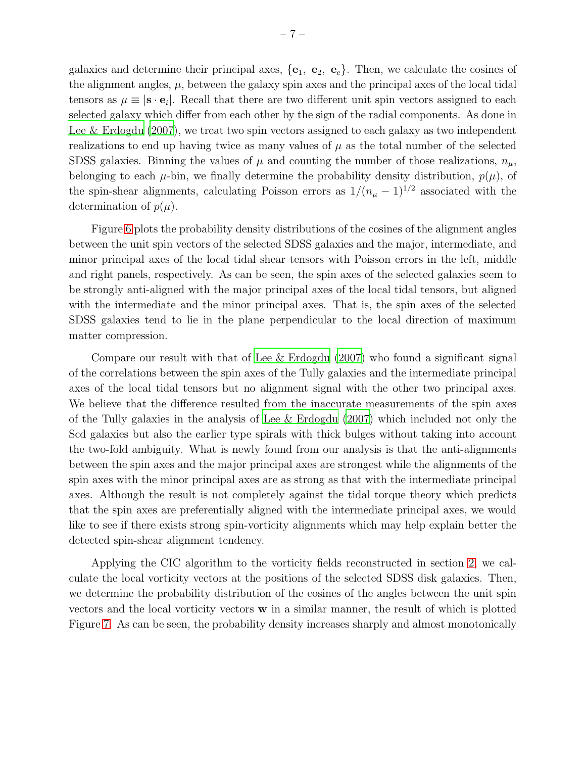galaxies and determine their principal axes, $\{\mathbf{e}_1,\ \mathbf{e}_2,\ \mathbf{e}_e\}$. Then, we calculate the cosines of the alignment angles, $\mu$, between the galaxy spin axes and the principal axes of the local tidal tensors as $\mu \equiv |\mathbf{s} \cdot \mathbf{e}_i|$. Recall that there are two different unit spin vectors assigned to each selected galaxy which differ from each other by the sign of the radial components. As done in Lee & Erdogdu (2007), we treat two spin vectors assigned to each galaxy as two independent realizations to end up having twice as many values of $\mu$ as the total number of the selected SDSS galaxies. Binning the values of $\mu$ and counting the number of those realizations, $n_\mu$, belonging to each $\mu$-bin, we finally determine the probability density distribution, $p(\mu)$, of the spin-shear alignments, calculating Poisson errors as $1/(n_\mu - 1)^{1/2}$ associated with the determination of $p(\mu)$.

Figure 6 plots the probability density distributions of the cosines of the alignment angles between the unit spin vectors of the selected SDSS galaxies and the major, intermediate, and minor principal axes of the local tidal shear tensors with Poisson errors in the left, middle and right panels, respectively. As can be seen, the spin axes of the selected galaxies seem to be strongly anti-aligned with the major principal axes of the local tidal tensors, but aligned with the intermediate and the minor principal axes. That is, the spin axes of the selected SDSS galaxies tend to lie in the plane perpendicular to the local direction of maximum matter compression.

Compare our result with that of Lee & Erdogdu (2007) who found a significant signal of the correlations between the spin axes of the Tully galaxies and the intermediate principal axes of the local tidal tensors but no alignment signal with the other two principal axes. We believe that the difference resulted from the inaccurate measurements of the spin axes of the Tully galaxies in the analysis of Lee & Erdogdu (2007) which included not only the Scd galaxies but also the earlier type spirals with thick bulges without taking into account the two-fold ambiguity. What is newly found from our analysis is that the anti-alignments between the spin axes and the major principal axes are strongest while the alignments of the spin axes with the minor principal axes are as strong as that with the intermediate principal axes. Although the result is not completely against the tidal torque theory which predicts that the spin axes are preferentially aligned with the intermediate principal axes, we would like to see if there exists strong spin-vorticity alignments which may help explain better the detected spin-shear alignment tendency.

Applying the CIC algorithm to the vorticity fields reconstructed in section 2, we calculate the local vorticity vectors at the positions of the selected SDSS disk galaxies. Then, we determine the probability distribution of the cosines of the angles between the unit spin vectors and the local vorticity vectors $\mathbf{w}$ in a similar manner, the result of which is plotted Figure 7. As can be seen, the probability density increases sharply and almost monotonically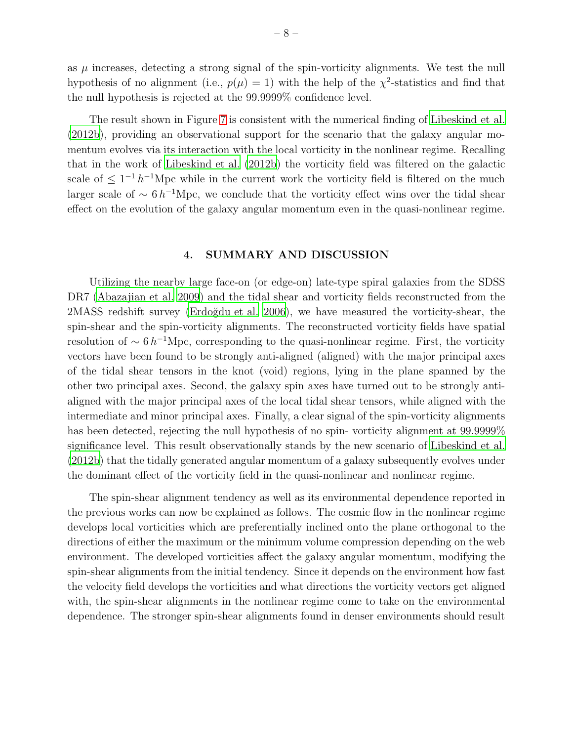as $\mu$ increases, detecting a strong signal of the spin-vorticity alignments. We test the null hypothesis of no alignment (i.e., $p(\mu) = 1$) with the help of the $\chi^2$-statistics and find that the null hypothesis is rejected at the 99.9999% confidence level.

The result shown in Figure 7 is consistent with the numerical finding of Libeskind et al. (2012b), providing an observational support for the scenario that the galaxy angular momentum evolves via its interaction with the local vorticity in the nonlinear regime. Recalling that in the work of Libeskind et al. (2012b) the vorticity field was filtered on the galactic scale of $\leq 1^{-1}\,h^{-1}$Mpc while in the current work the vorticity field is filtered on the much larger scale of $\sim 6\,h^{-1}$Mpc, we conclude that the vorticity effect wins over the tidal shear effect on the evolution of the galaxy angular momentum even in the quasi-nonlinear regime.

## 4. SUMMARY AND DISCUSSION

Utilizing the nearby large face-on (or edge-on) late-type spiral galaxies from the SDSS DR7 (Abazajian et al. 2009) and the tidal shear and vorticity fields reconstructed from the 2MASS redshift survey (Erdoğdu et al. 2006), we have measured the vorticity-shear, the spin-shear and the spin-vorticity alignments. The reconstructed vorticity fields have spatial resolution of $\sim 6\,h^{-1}$Mpc, corresponding to the quasi-nonlinear regime. First, the vorticity vectors have been found to be strongly anti-aligned (aligned) with the major principal axes of the tidal shear tensors in the knot (void) regions, lying in the plane spanned by the other two principal axes. Second, the galaxy spin axes have turned out to be strongly anti-aligned with the major principal axes of the local tidal shear tensors, while aligned with the intermediate and minor principal axes. Finally, a clear signal of the spin-vorticity alignments has been detected, rejecting the null hypothesis of no spin- vorticity alignment at 99.9999% significance level. This result observationally stands by the new scenario of Libeskind et al. (2012b) that the tidally generated angular momentum of a galaxy subsequently evolves under the dominant effect of the vorticity field in the quasi-nonlinear and nonlinear regime.

The spin-shear alignment tendency as well as its environmental dependence reported in the previous works can now be explained as follows. The cosmic flow in the nonlinear regime develops local vorticities which are preferentially inclined onto the plane orthogonal to the directions of either the maximum or the minimum volume compression depending on the web environment. The developed vorticities affect the galaxy angular momentum, modifying the spin-shear alignments from the initial tendency. Since it depends on the environment how fast the velocity field develops the vorticities and what directions the vorticity vectors get aligned with, the spin-shear alignments in the nonlinear regime come to take on the environmental dependence. The stronger spin-shear alignments found in denser environments should result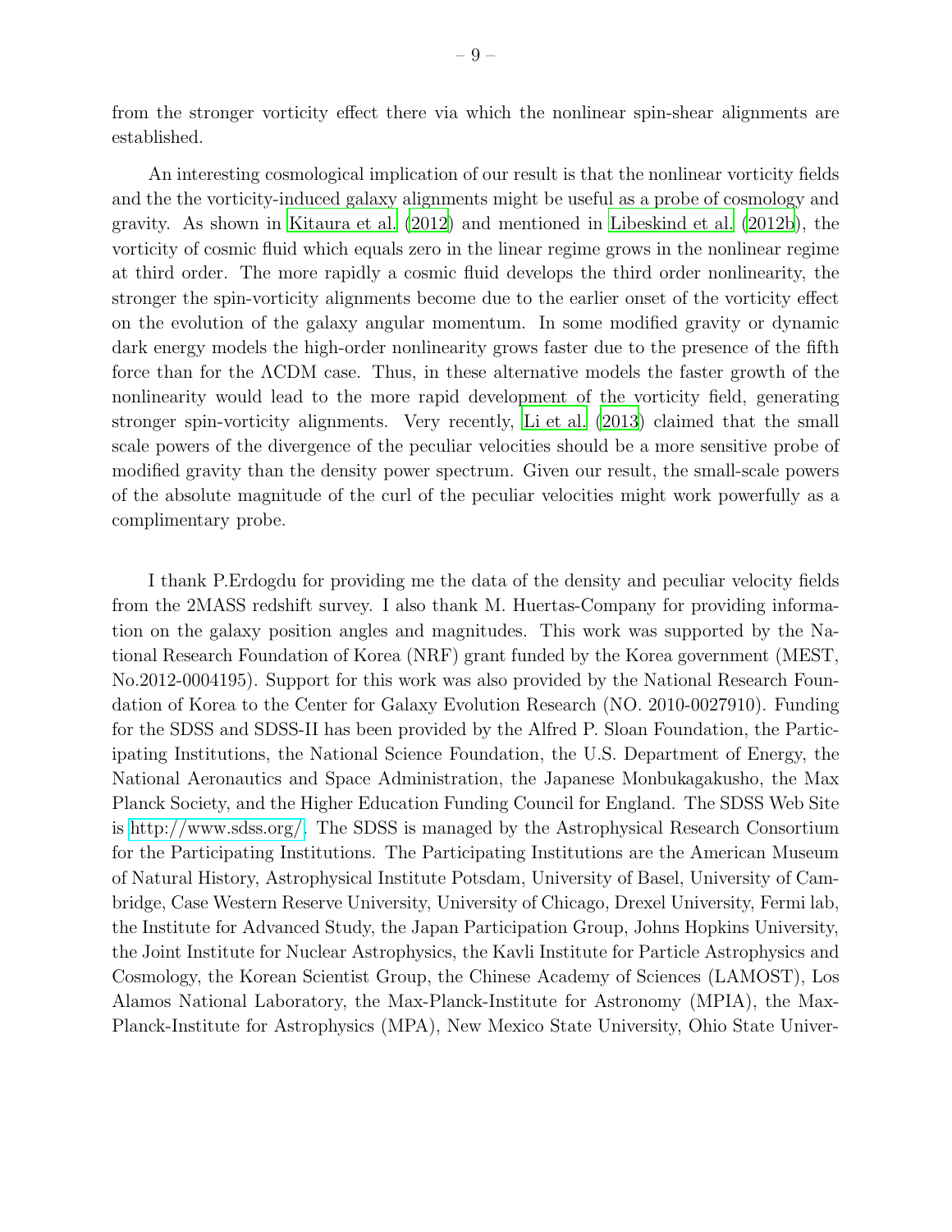from the stronger vorticity effect there via which the nonlinear spin-shear alignments are established.

An interesting cosmological implication of our result is that the nonlinear vorticity fields and the the vorticity-induced galaxy alignments might be useful as a probe of cosmology and gravity. As shown in Kitaura et al. (2012) and mentioned in Libeskind et al. (2012b), the vorticity of cosmic fluid which equals zero in the linear regime grows in the nonlinear regime at third order. The more rapidly a cosmic fluid develops the third order nonlinearity, the stronger the spin-vorticity alignments become due to the earlier onset of the vorticity effect on the evolution of the galaxy angular momentum. In some modified gravity or dynamic dark energy models the high-order nonlinearity grows faster due to the presence of the fifth force than for the $\Lambda$CDM case. Thus, in these alternative models the faster growth of the nonlinearity would lead to the more rapid development of the vorticity field, generating stronger spin-vorticity alignments. Very recently, Li et al. (2013) claimed that the small scale powers of the divergence of the peculiar velocities should be a more sensitive probe of modified gravity than the density power spectrum. Given our result, the small-scale powers of the absolute magnitude of the curl of the peculiar velocities might work powerfully as a complimentary probe.

I thank P.Erdogdu for providing me the data of the density and peculiar velocity fields from the 2MASS redshift survey. I also thank M. Huertas-Company for providing information on the galaxy position angles and magnitudes. This work was supported by the National Research Foundation of Korea (NRF) grant funded by the Korea government (MEST, No.2012-0004195). Support for this work was also provided by the National Research Foundation of Korea to the Center for Galaxy Evolution Research (NO. 2010-0027910). Funding for the SDSS and SDSS-II has been provided by the Alfred P. Sloan Foundation, the Participating Institutions, the National Science Foundation, the U.S. Department of Energy, the National Aeronautics and Space Administration, the Japanese Monbukagakusho, the Max Planck Society, and the Higher Education Funding Council for England. The SDSS Web Site is http://www.sdss.org/. The SDSS is managed by the Astrophysical Research Consortium for the Participating Institutions. The Participating Institutions are the American Museum of Natural History, Astrophysical Institute Potsdam, University of Basel, University of Cambridge, Case Western Reserve University, University of Chicago, Drexel University, Fermi lab, the Institute for Advanced Study, the Japan Participation Group, Johns Hopkins University, the Joint Institute for Nuclear Astrophysics, the Kavli Institute for Particle Astrophysics and Cosmology, the Korean Scientist Group, the Chinese Academy of Sciences (LAMOST), Los Alamos National Laboratory, the Max-Planck-Institute for Astronomy (MPIA), the Max-Planck-Institute for Astrophysics (MPA), New Mexico State University, Ohio State Univer-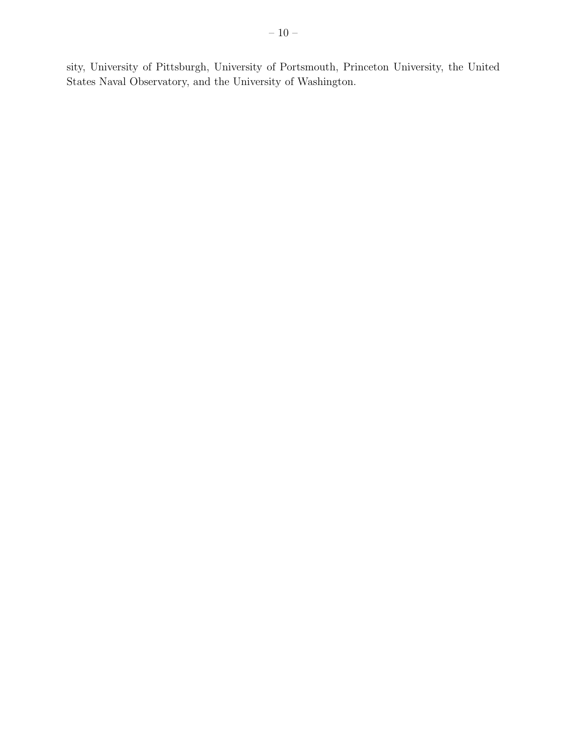sity, University of Pittsburgh, University of Portsmouth, Princeton University, the United States Naval Observatory, and the University of Washington.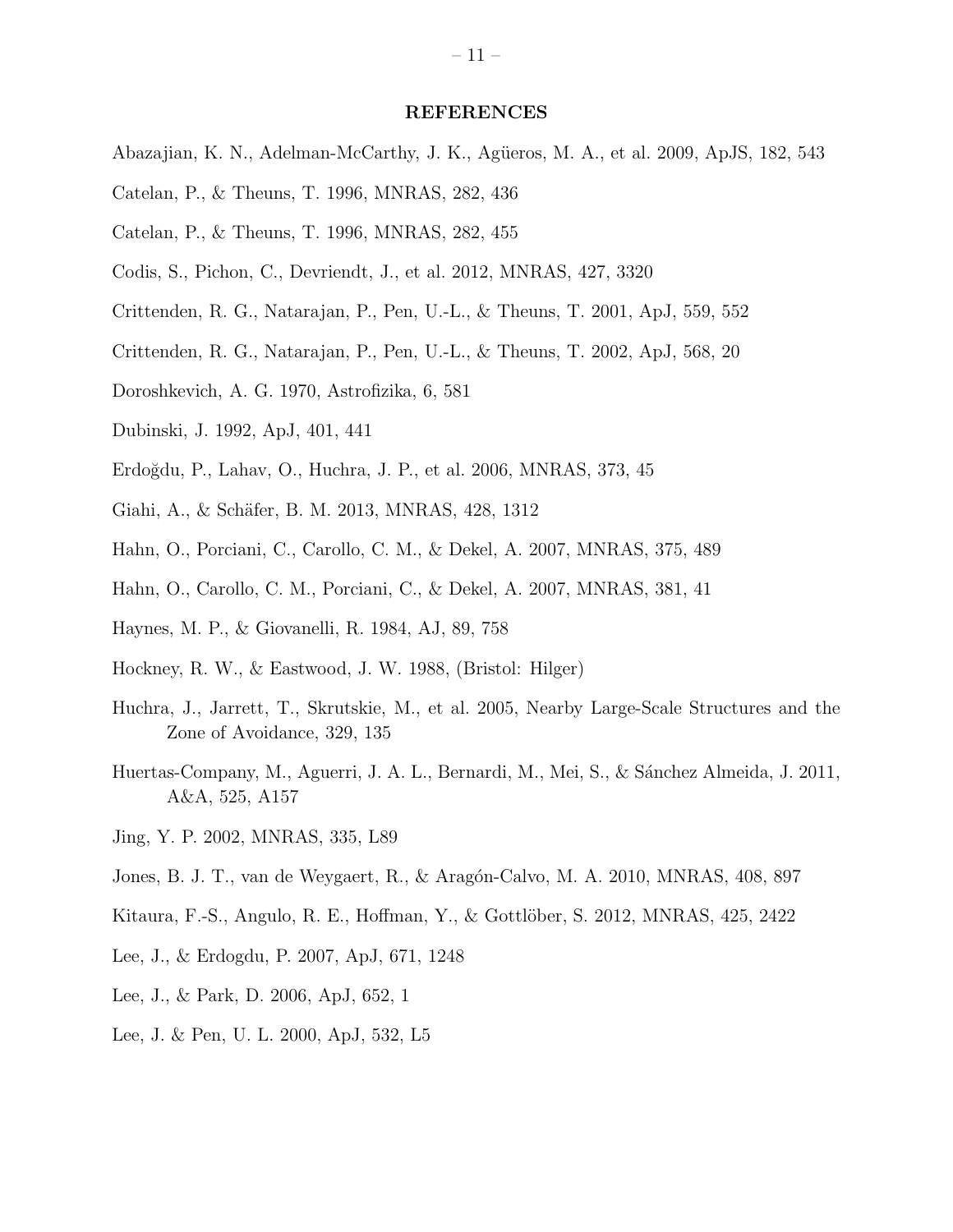## REFERENCES

Abazajian, K. N., Adelman-McCarthy, J. K., Agüeros, M. A., et al. 2009, ApJS, 182, 543

Catelan, P., & Theuns, T. 1996, MNRAS, 282, 436

Catelan, P., & Theuns, T. 1996, MNRAS, 282, 455

Codis, S., Pichon, C., Devriendt, J., et al. 2012, MNRAS, 427, 3320

Crittenden, R. G., Natarajan, P., Pen, U.-L., & Theuns, T. 2001, ApJ, 559, 552

Crittenden, R. G., Natarajan, P., Pen, U.-L., & Theuns, T. 2002, ApJ, 568, 20

Doroshkevich, A. G. 1970, Astrofizika, 6, 581

Dubinski, J. 1992, ApJ, 401, 441

Erdoğdu, P., Lahav, O., Huchra, J. P., et al. 2006, MNRAS, 373, 45

Giahi, A., & Schäfer, B. M. 2013, MNRAS, 428, 1312

Hahn, O., Porciani, C., Carollo, C. M., & Dekel, A. 2007, MNRAS, 375, 489

Hahn, O., Carollo, C. M., Porciani, C., & Dekel, A. 2007, MNRAS, 381, 41

Haynes, M. P., & Giovanelli, R. 1984, AJ, 89, 758

Hockney, R. W., & Eastwood, J. W. 1988, (Bristol: Hilger)

Huchra, J., Jarrett, T., Skrutskie, M., et al. 2005, Nearby Large-Scale Structures and the Zone of Avoidance, 329, 135

Huertas-Company, M., Aguerri, J. A. L., Bernardi, M., Mei, S., & Sánchez Almeida, J. 2011, A&A, 525, A157

Jing, Y. P. 2002, MNRAS, 335, L89

Jones, B. J. T., van de Weygaert, R., & Aragón-Calvo, M. A. 2010, MNRAS, 408, 897

Kitaura, F.-S., Angulo, R. E., Hoffman, Y., & Gottlöber, S. 2012, MNRAS, 425, 2422

Lee, J., & Erdogdu, P. 2007, ApJ, 671, 1248

Lee, J., & Park, D. 2006, ApJ, 652, 1

Lee, J. & Pen, U. L. 2000, ApJ, 532, L5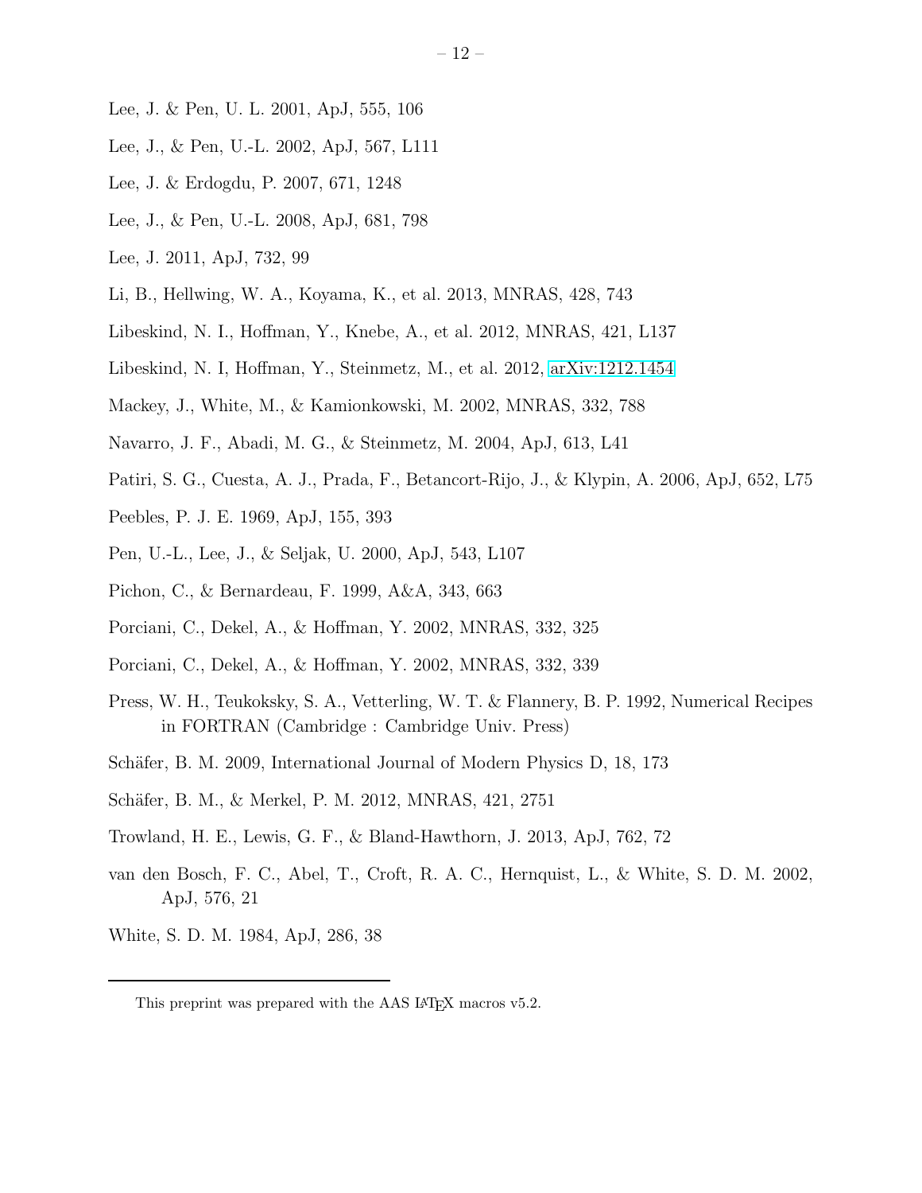Lee, J. & Pen, U. L. 2001, ApJ, 555, 106

Lee, J., & Pen, U.-L. 2002, ApJ, 567, L111

Lee, J. & Erdogdu, P. 2007, 671, 1248

Lee, J., & Pen, U.-L. 2008, ApJ, 681, 798

Lee, J. 2011, ApJ, 732, 99

Li, B., Hellwing, W. A., Koyama, K., et al. 2013, MNRAS, 428, 743

Libeskind, N. I., Hoffman, Y., Knebe, A., et al. 2012, MNRAS, 421, L137

Libeskind, N. I, Hoffman, Y., Steinmetz, M., et al. 2012, arXiv:1212.1454

Mackey, J., White, M., & Kamionkowski, M. 2002, MNRAS, 332, 788

Navarro, J. F., Abadi, M. G., & Steinmetz, M. 2004, ApJ, 613, L41

Patiri, S. G., Cuesta, A. J., Prada, F., Betancort-Rijo, J., & Klypin, A. 2006, ApJ, 652, L75

Peebles, P. J. E. 1969, ApJ, 155, 393

Pen, U.-L., Lee, J., & Seljak, U. 2000, ApJ, 543, L107

Pichon, C., & Bernardeau, F. 1999, A&A, 343, 663

Porciani, C., Dekel, A., & Hoffman, Y. 2002, MNRAS, 332, 325

Porciani, C., Dekel, A., & Hoffman, Y. 2002, MNRAS, 332, 339

Press, W. H., Teukoksky, S. A., Vetterling, W. T. & Flannery, B. P. 1992, Numerical Recipes in FORTRAN (Cambridge : Cambridge Univ. Press)

Schäfer, B. M. 2009, International Journal of Modern Physics D, 18, 173

Schäfer, B. M., & Merkel, P. M. 2012, MNRAS, 421, 2751

Trowland, H. E., Lewis, G. F., & Bland-Hawthorn, J. 2013, ApJ, 762, 72

van den Bosch, F. C., Abel, T., Croft, R. A. C., Hernquist, L., & White, S. D. M. 2002, ApJ, 576, 21

White, S. D. M. 1984, ApJ, 286, 38

---

This preprint was prepared with the AAS LaTeX macros v5.2.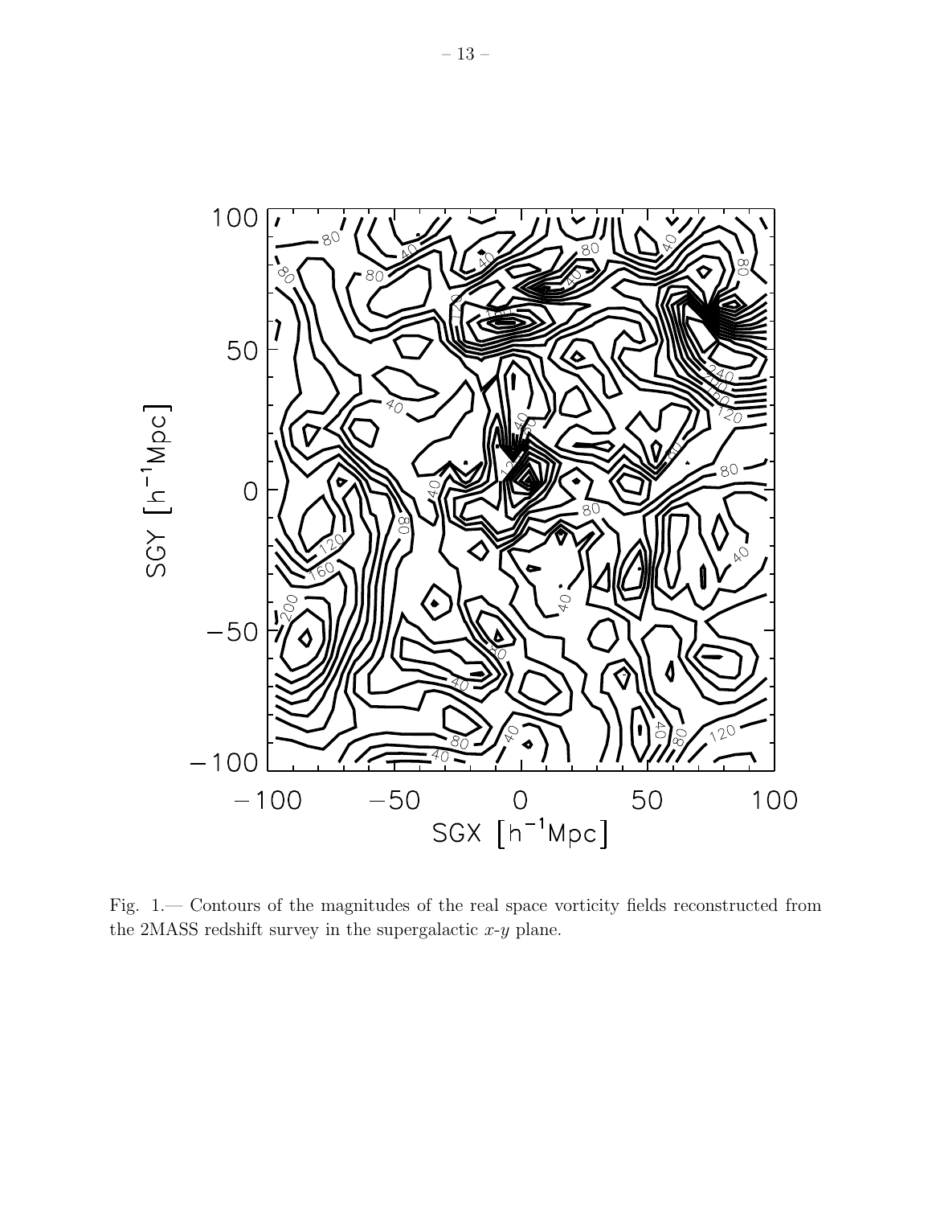Fig. 1.— Contours of the magnitudes of the real space vorticity fields reconstructed from the 2MASS redshift survey in the supergalactic $x$-$y$ plane.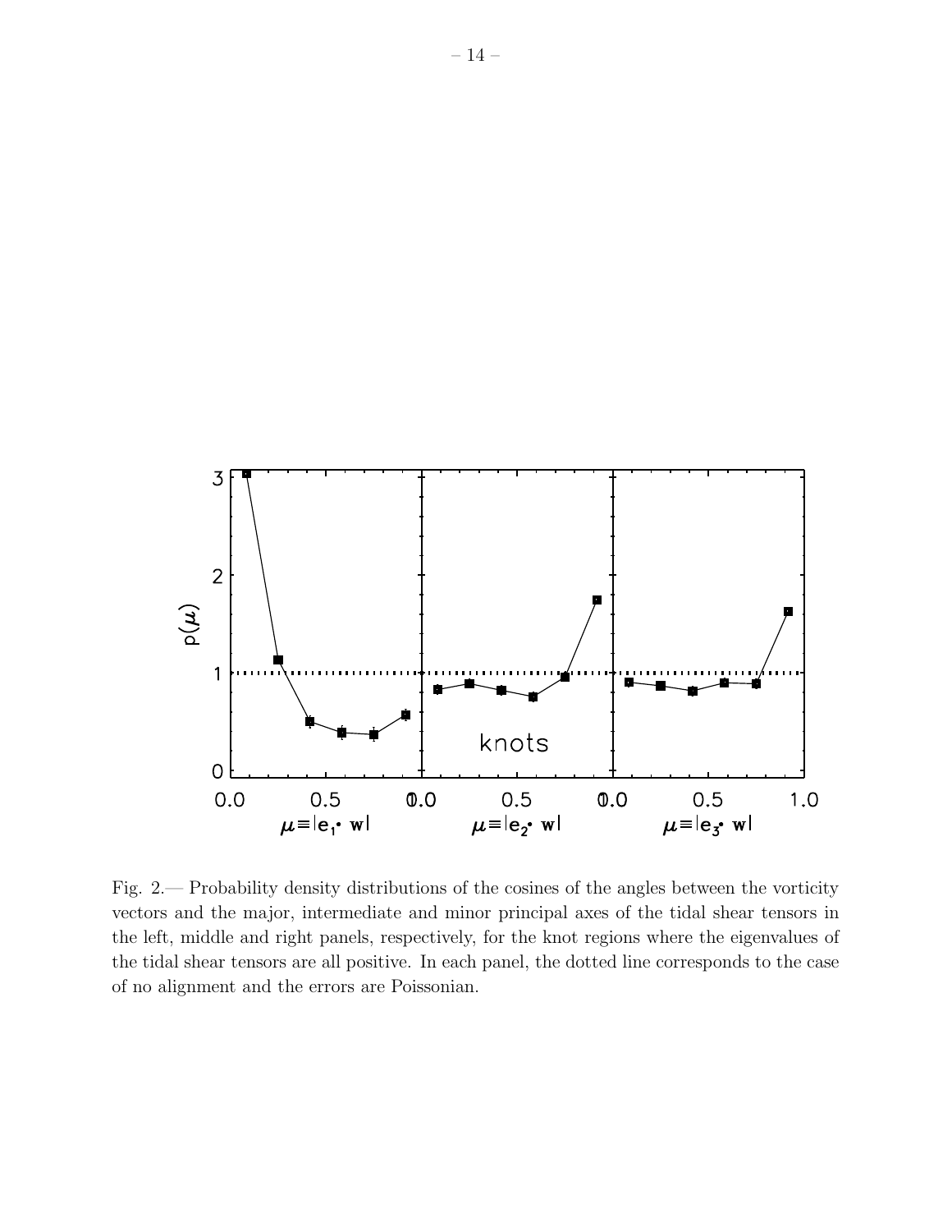Fig. 2.— Probability density distributions of the cosines of the angles between the vorticity vectors and the major, intermediate and minor principal axes of the tidal shear tensors in the left, middle and right panels, respectively, for the knot regions where the eigenvalues of the tidal shear tensors are all positive. In each panel, the dotted line corresponds to the case of no alignment and the errors are Poissonian.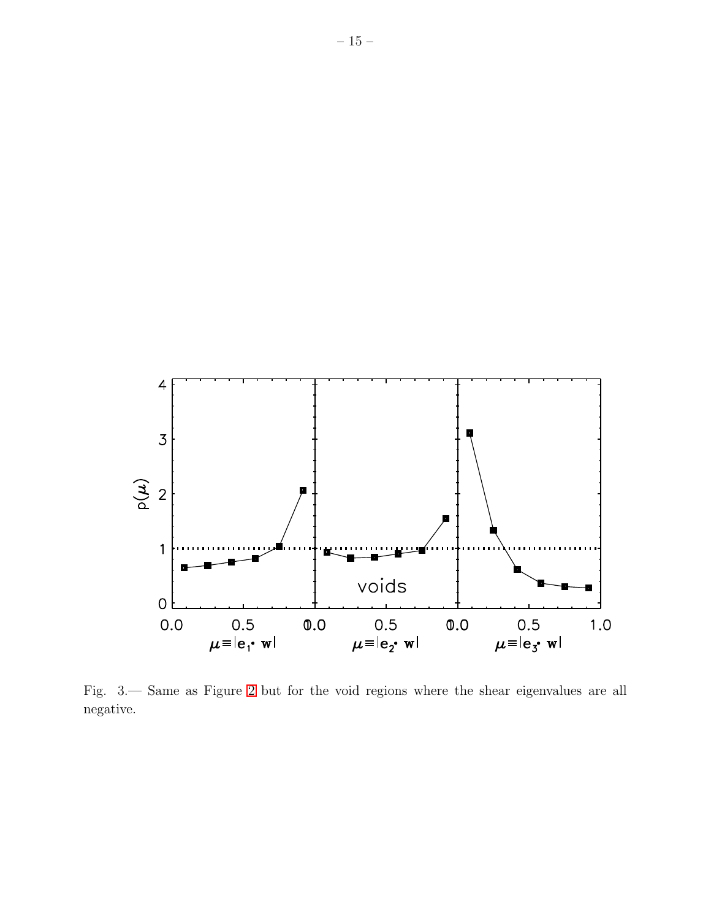Fig. 3.— Same as Figure 2 but for the void regions where the shear eigenvalues are all negative.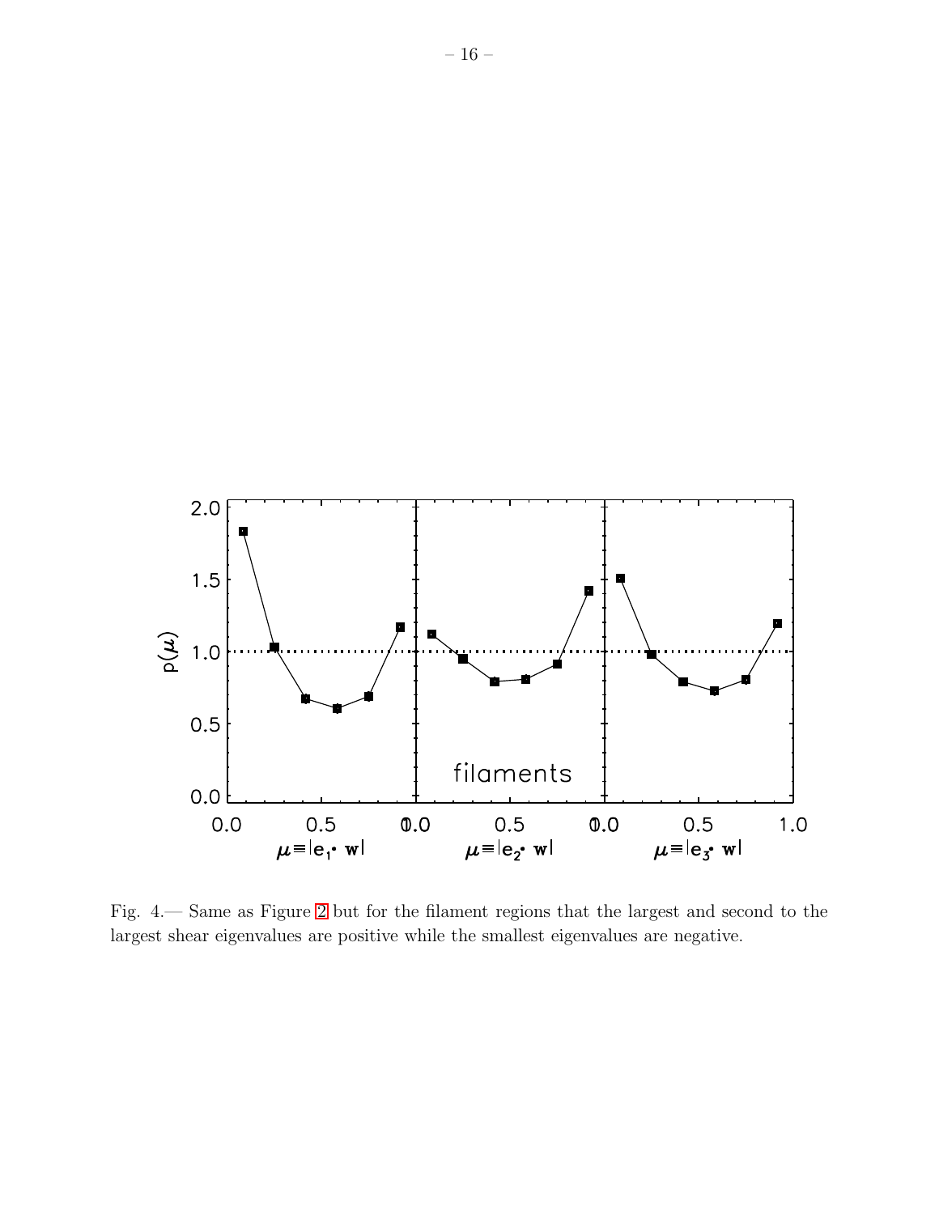Fig. 4.— Same as Figure 2 but for the filament regions that the largest and second to the largest shear eigenvalues are positive while the smallest eigenvalues are negative.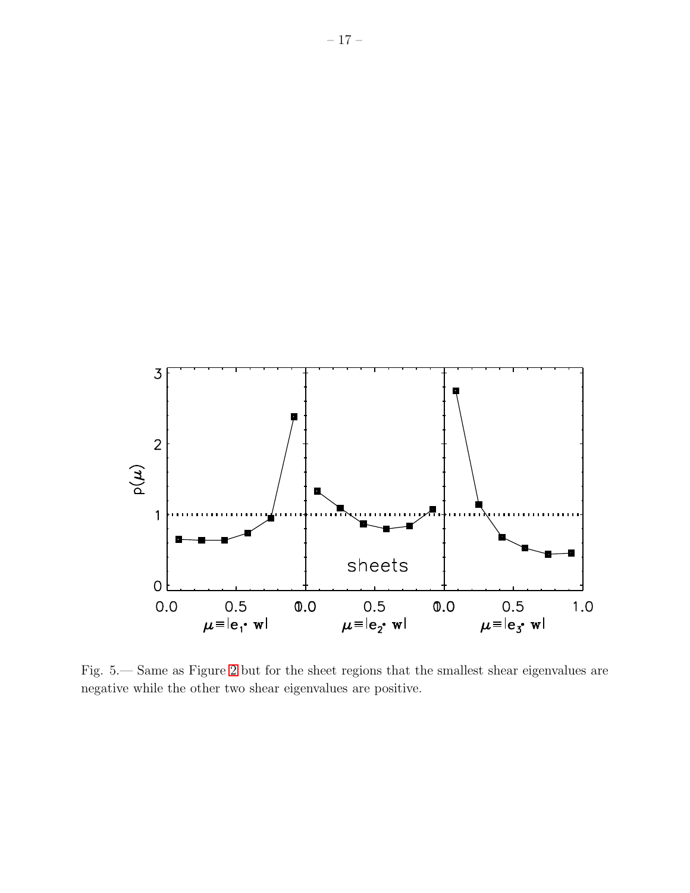Fig. 5.— Same as Figure 2 but for the sheet regions that the smallest shear eigenvalues are negative while the other two shear eigenvalues are positive.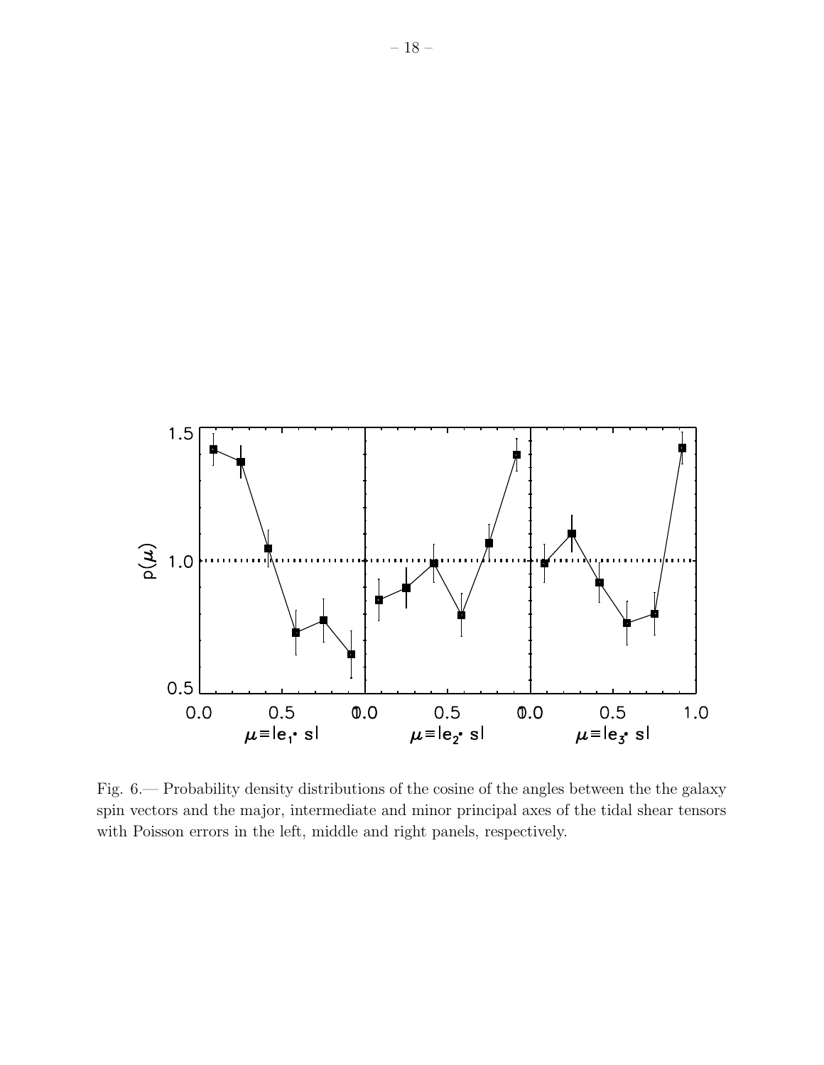Fig. 6.— Probability density distributions of the cosine of the angles between the the galaxy spin vectors and the major, intermediate and minor principal axes of the tidal shear tensors with Poisson errors in the left, middle and right panels, respectively.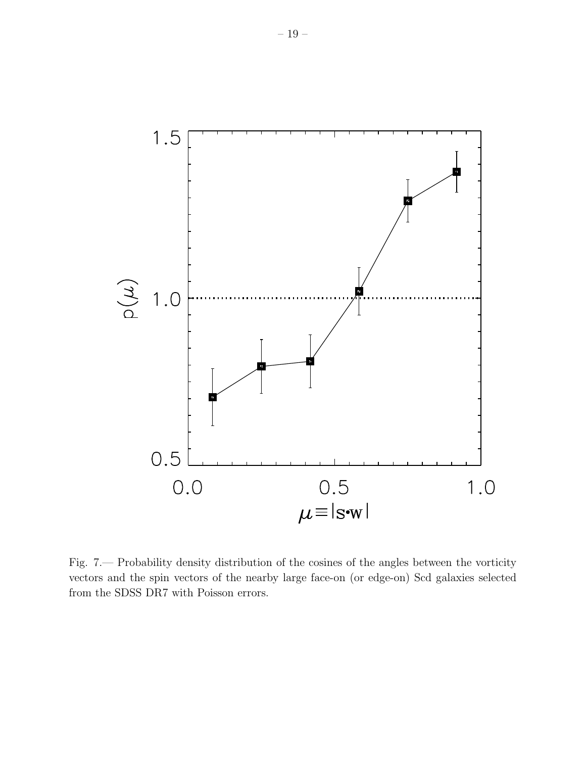1.5

1.0

0.5

$p(\mu)$

0.0

0.5

1.0

$\mu \equiv |\mathbf{s} \cdot \mathbf{w}|$

Fig. 7.— Probability density distribution of the cosines of the angles between the vorticity vectors and the spin vectors of the nearby large face-on (or edge-on) Scd galaxies selected from the SDSS DR7 with Poisson errors.